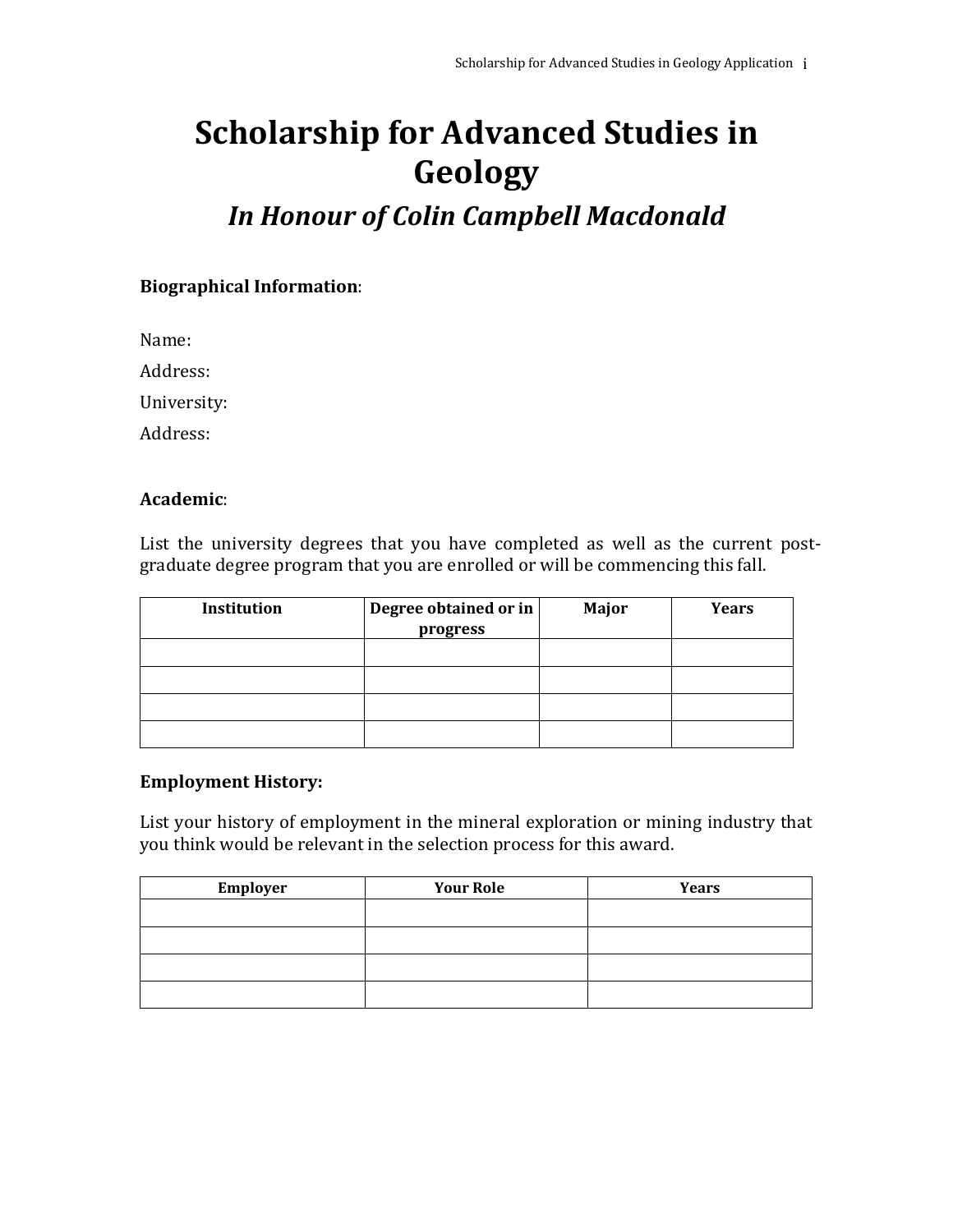# Scholarship for Advanced Studies in Geology

## *In Honour of Colin Campbell Macdonald*

**Biographical Information**:

Name:

Address:

University:

Address:

**Academic**:

List the university degrees that you have completed as well as the current post-graduate degree program that you are enrolled or will be commencing this fall.

| Institution | Degree obtained or in progress | Major | Years |
|---|---|---|---|
| | | | |
| | | | |
| | | | |
| | | | |

**Employment History:**

List your history of employment in the mineral exploration or mining industry that you think would be relevant in the selection process for this award.

| Employer | Your Role | Years |
|---|---|---|
| | | |
| | | |
| | | |
| | | |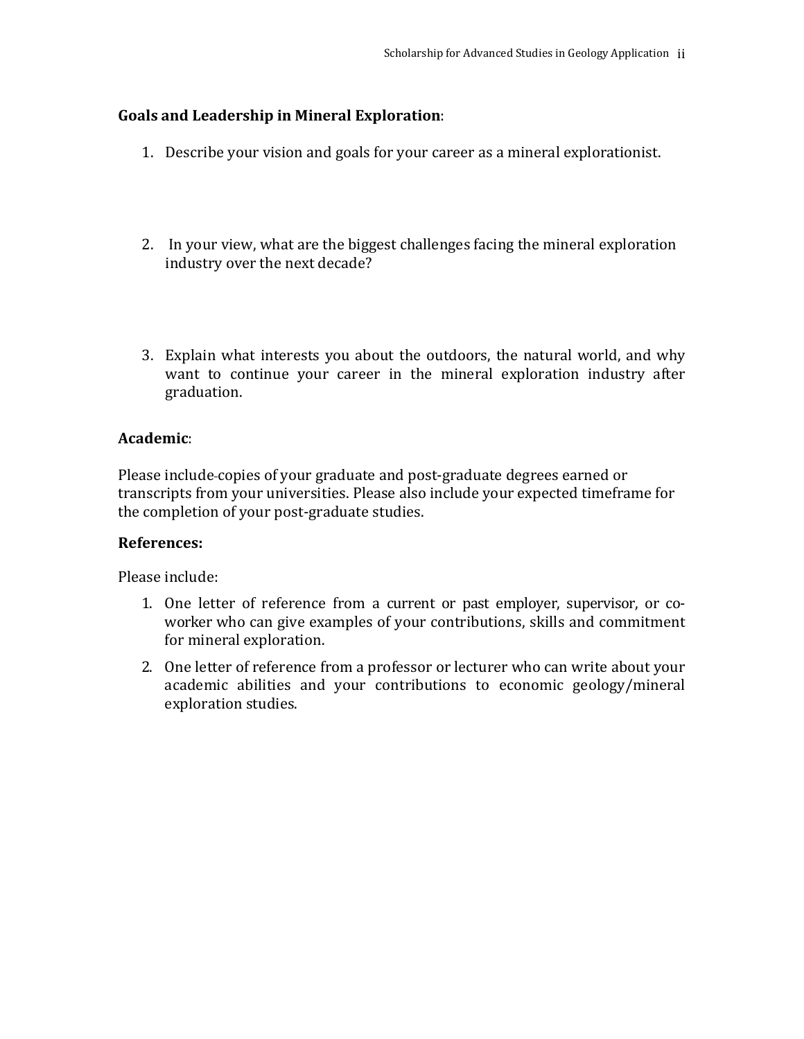**Goals and Leadership in Mineral Exploration**:

1. Describe your vision and goals for your career as a mineral explorationist.

2. In your view, what are the biggest challenges facing the mineral exploration industry over the next decade?

3. Explain what interests you about the outdoors, the natural world, and why want to continue your career in the mineral exploration industry after graduation.

**Academic**:

Please include copies of your graduate and post-graduate degrees earned or transcripts from your universities. Please also include your expected timeframe for the completion of your post-graduate studies.

**References:**

Please include:

1. One letter of reference from a current or past employer, supervisor, or co-worker who can give examples of your contributions, skills and commitment for mineral exploration.
2. One letter of reference from a professor or lecturer who can write about your academic abilities and your contributions to economic geology/mineral exploration studies.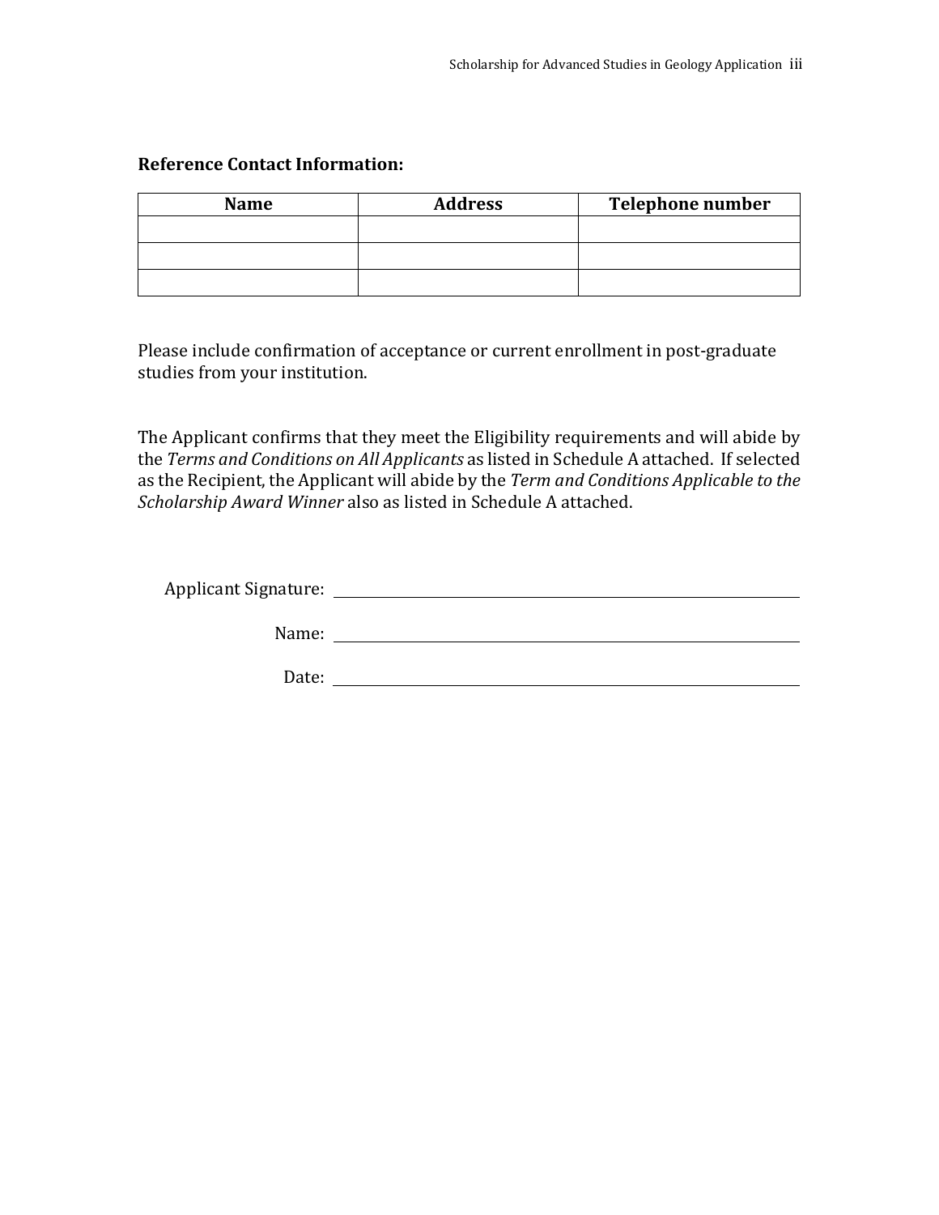**Reference Contact Information:**

| Name | Address | Telephone number |
|---|---|---|
| | | |
| | | |
| | | |

Please include confirmation of acceptance or current enrollment in post-graduate studies from your institution.

The Applicant confirms that they meet the Eligibility requirements and will abide by the *Terms and Conditions on All Applicants* as listed in Schedule A attached. If selected as the Recipient, the Applicant will abide by the *Term and Conditions Applicable to the Scholarship Award Winner* also as listed in Schedule A attached.

Applicant Signature: ______________________________

Name: ______________________________

Date: ______________________________